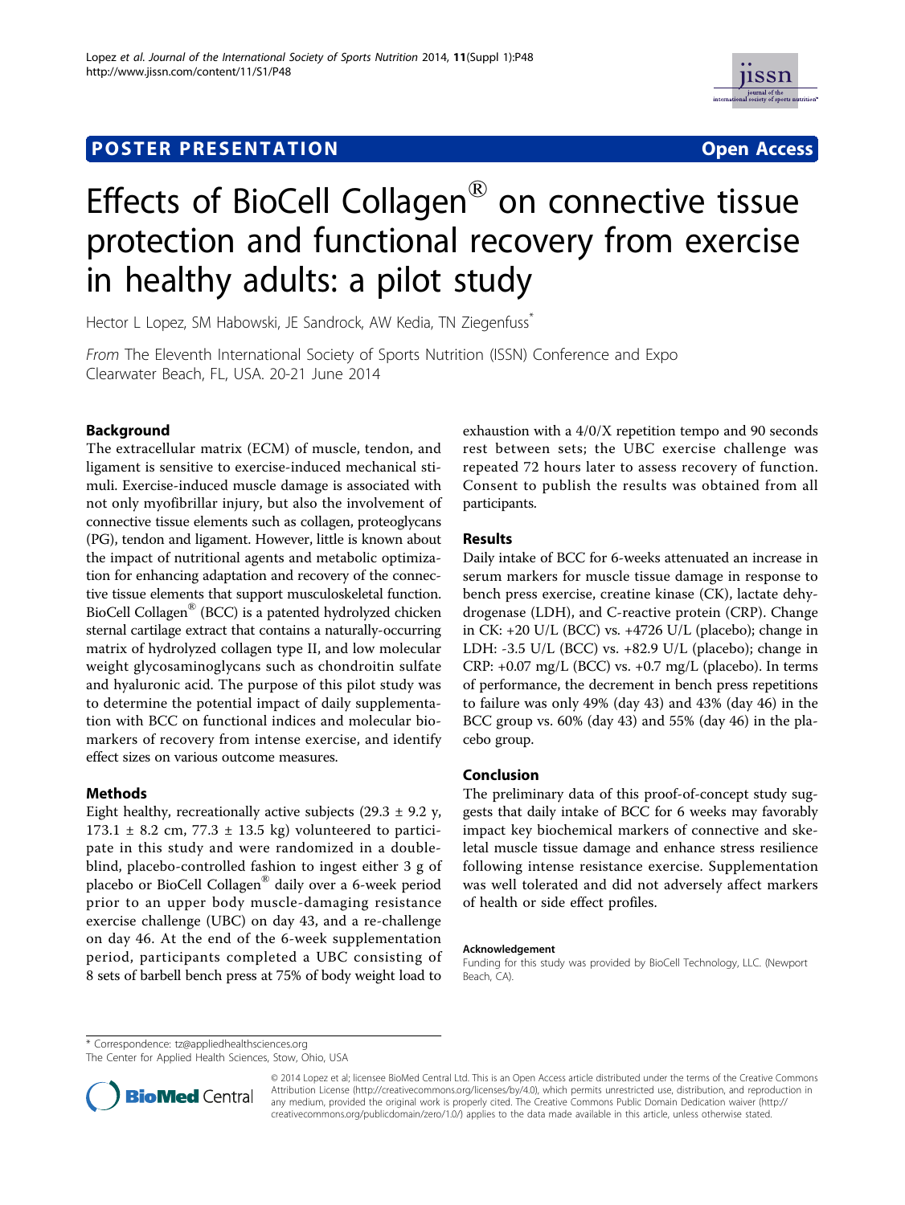**POSTER PRESENTATION** **Open Access**

# Effects of BioCell Collagen® on connective tissue protection and functional recovery from exercise in healthy adults: a pilot study

Hector L Lopez, SM Habowski, JE Sandrock, AW Kedia, TN Ziegenfuss*

*From* The Eleventh International Society of Sports Nutrition (ISSN) Conference and Expo
Clearwater Beach, FL, USA. 20-21 June 2014

## Background

The extracellular matrix (ECM) of muscle, tendon, and ligament is sensitive to exercise-induced mechanical stimuli. Exercise-induced muscle damage is associated with not only myofibrillar injury, but also the involvement of connective tissue elements such as collagen, proteoglycans (PG), tendon and ligament. However, little is known about the impact of nutritional agents and metabolic optimization for enhancing adaptation and recovery of the connective tissue elements that support musculoskeletal function. BioCell Collagen® (BCC) is a patented hydrolyzed chicken sternal cartilage extract that contains a naturally-occurring matrix of hydrolyzed collagen type II, and low molecular weight glycosaminoglycans such as chondroitin sulfate and hyaluronic acid. The purpose of this pilot study was to determine the potential impact of daily supplementation with BCC on functional indices and molecular biomarkers of recovery from intense exercise, and identify effect sizes on various outcome measures.

## Methods

Eight healthy, recreationally active subjects (29.3 ± 9.2 y, 173.1 ± 8.2 cm, 77.3 ± 13.5 kg) volunteered to participate in this study and were randomized in a double-blind, placebo-controlled fashion to ingest either 3 g of placebo or BioCell Collagen® daily over a 6-week period prior to an upper body muscle-damaging resistance exercise challenge (UBC) on day 43, and a re-challenge on day 46. At the end of the 6-week supplementation period, participants completed a UBC consisting of 8 sets of barbell bench press at 75% of body weight load to exhaustion with a 4/0/X repetition tempo and 90 seconds rest between sets; the UBC exercise challenge was repeated 72 hours later to assess recovery of function. Consent to publish the results was obtained from all participants.

## Results

Daily intake of BCC for 6-weeks attenuated an increase in serum markers for muscle tissue damage in response to bench press exercise, creatine kinase (CK), lactate dehydrogenase (LDH), and C-reactive protein (CRP). Change in CK: +20 U/L (BCC) vs. +4726 U/L (placebo); change in LDH: -3.5 U/L (BCC) vs. +82.9 U/L (placebo); change in CRP: +0.07 mg/L (BCC) vs. +0.7 mg/L (placebo). In terms of performance, the decrement in bench press repetitions to failure was only 49% (day 43) and 43% (day 46) in the BCC group vs. 60% (day 43) and 55% (day 46) in the placebo group.

## Conclusion

The preliminary data of this proof-of-concept study suggests that daily intake of BCC for 6 weeks may favorably impact key biochemical markers of connective and skeletal muscle tissue damage and enhance stress resilience following intense resistance exercise. Supplementation was well tolerated and did not adversely affect markers of health or side effect profiles.

#### Acknowledgement

Funding for this study was provided by BioCell Technology, LLC. (Newport Beach, CA).

\* Correspondence: tz@appliedhealthsciences.org
The Center for Applied Health Sciences, Stow, Ohio, USA

© 2014 Lopez et al; licensee BioMed Central Ltd. This is an Open Access article distributed under the terms of the Creative Commons Attribution License (http://creativecommons.org/licenses/by/4.0), which permits unrestricted use, distribution, and reproduction in any medium, provided the original work is properly cited. The Creative Commons Public Domain Dedication waiver (http://creativecommons.org/publicdomain/zero/1.0/) applies to the data made available in this article, unless otherwise stated.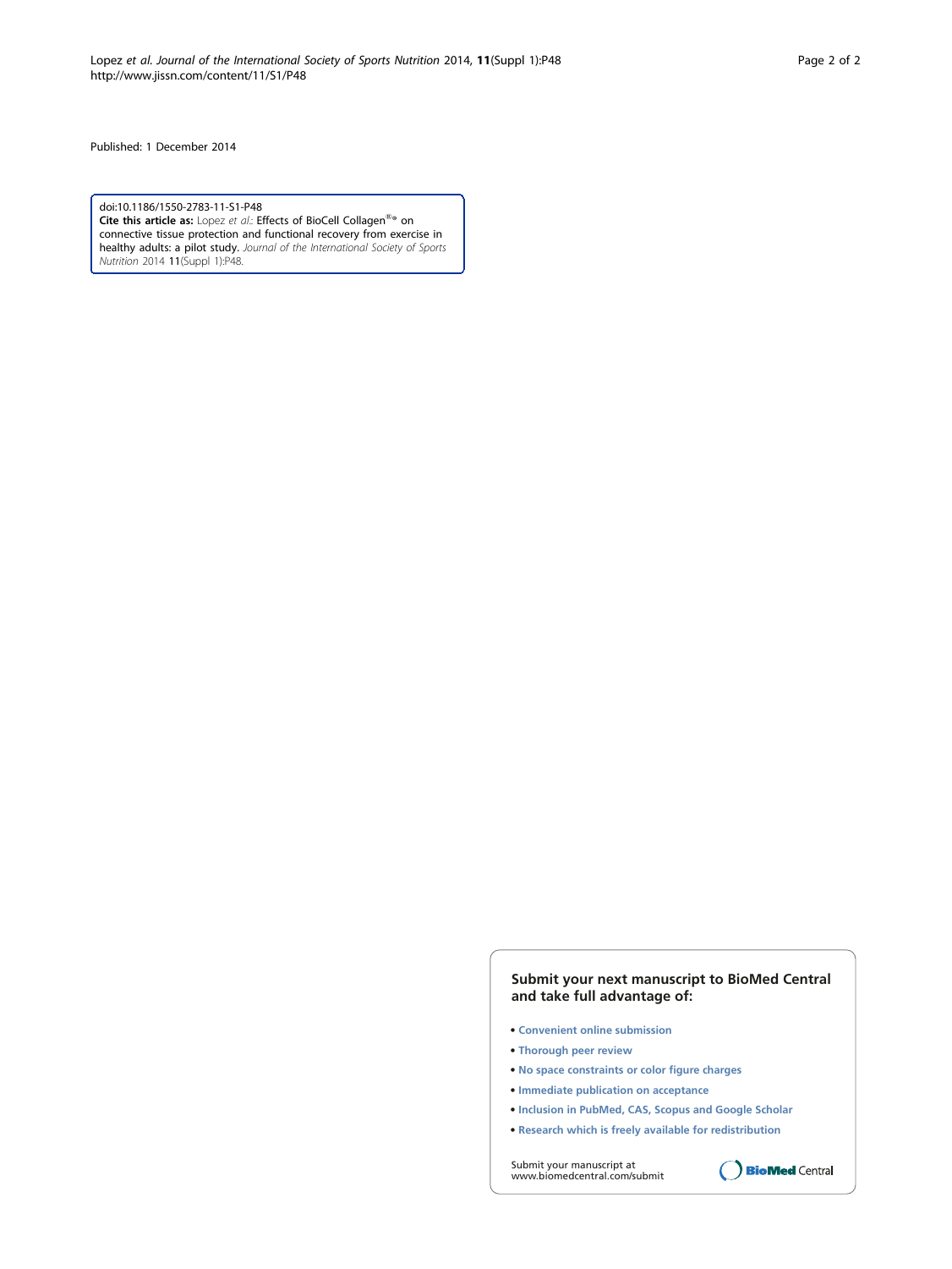Published: 1 December 2014

doi:10.1186/1550-2783-11-S1-P48

**Cite this article as:** Lopez *et al.*: Effects of BioCell Collagen®® on connective tissue protection and functional recovery from exercise in healthy adults: a pilot study. *Journal of the International Society of Sports Nutrition* 2014 **11**(Suppl 1):P48.

**Submit your next manuscript to BioMed Central and take full advantage of:**

- **Convenient online submission**
- **Thorough peer review**
- **No space constraints or color figure charges**
- **Immediate publication on acceptance**
- **Inclusion in PubMed, CAS, Scopus and Google Scholar**
- **Research which is freely available for redistribution**

Submit your manuscript at
www.biomedcentral.com/submit

BioMed Central